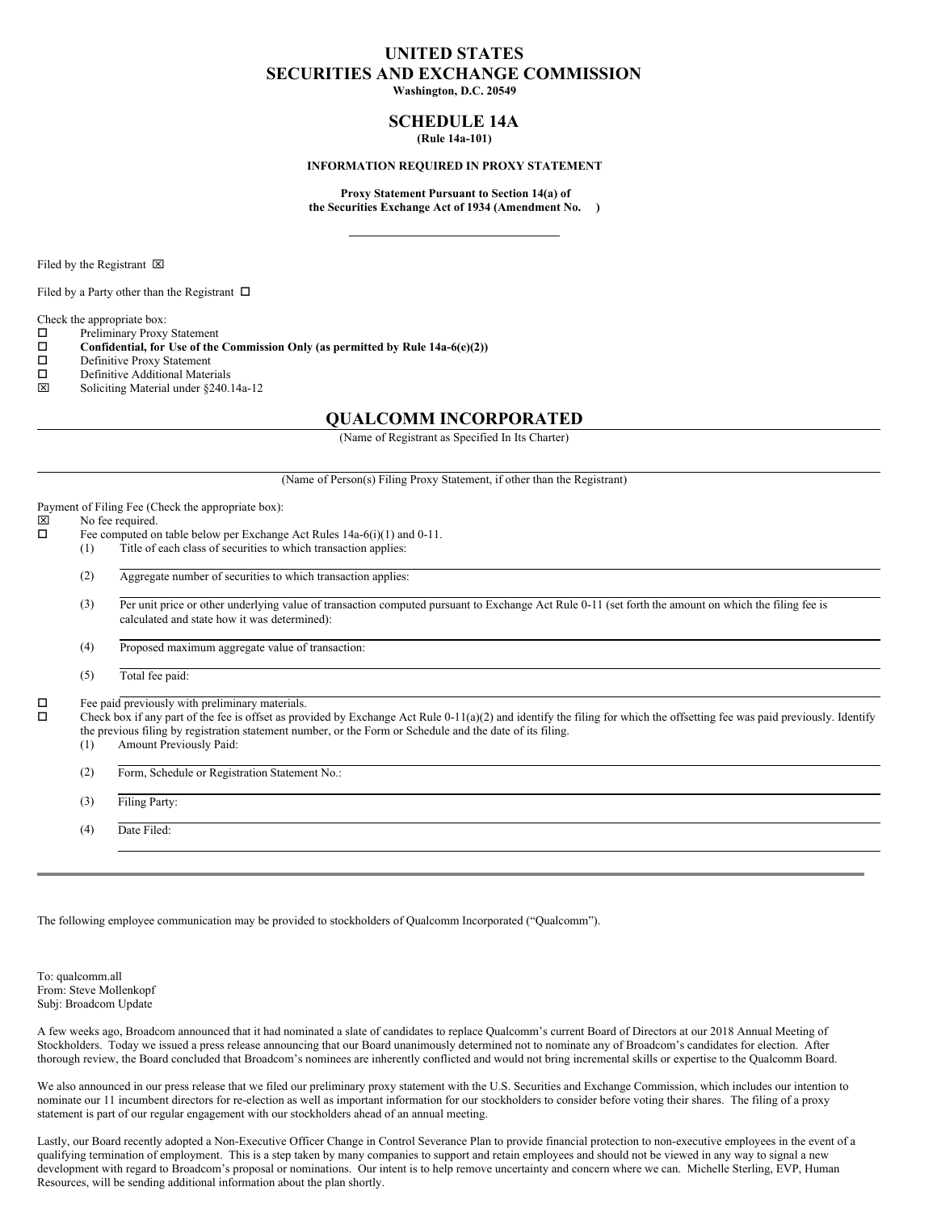# UNITED STATES SECURITIES AND EXCHANGE COMMISSION

**Washington, D.C. 20549**

## SCHEDULE 14A

**(Rule 14a-101)**

**INFORMATION REQUIRED IN PROXY STATEMENT**

**Proxy Statement Pursuant to Section 14(a) of the Securities Exchange Act of 1934 (Amendment No. )**

Filed by the Registrant ☒

Filed by a Party other than the Registrant ☐

Check the appropriate box:

☐ Preliminary Proxy Statement
☐ **Confidential, for Use of the Commission Only (as permitted by Rule 14a-6(e)(2))**
☐ Definitive Proxy Statement
☐ Definitive Additional Materials
☒ Soliciting Material under §240.14a-12

## QUALCOMM INCORPORATED

(Name of Registrant as Specified In Its Charter)

(Name of Person(s) Filing Proxy Statement, if other than the Registrant)

Payment of Filing Fee (Check the appropriate box):

☒ No fee required.
☐ Fee computed on table below per Exchange Act Rules 14a-6(i)(1) and 0-11.
(1) Title of each class of securities to which transaction applies:
(2) Aggregate number of securities to which transaction applies:
(3) Per unit price or other underlying value of transaction computed pursuant to Exchange Act Rule 0-11 (set forth the amount on which the filing fee is calculated and state how it was determined):
(4) Proposed maximum aggregate value of transaction:
(5) Total fee paid:

☐ Fee paid previously with preliminary materials.
☐ Check box if any part of the fee is offset as provided by Exchange Act Rule 0-11(a)(2) and identify the filing for which the offsetting fee was paid previously. Identify the previous filing by registration statement number, or the Form or Schedule and the date of its filing.
(1) Amount Previously Paid:
(2) Form, Schedule or Registration Statement No.:
(3) Filing Party:
(4) Date Filed:

---

The following employee communication may be provided to stockholders of Qualcomm Incorporated ("Qualcomm").

To: qualcomm.all
From: Steve Mollenkopf
Subj: Broadcom Update

A few weeks ago, Broadcom announced that it had nominated a slate of candidates to replace Qualcomm's current Board of Directors at our 2018 Annual Meeting of Stockholders. Today we issued a press release announcing that our Board unanimously determined not to nominate any of Broadcom's candidates for election. After thorough review, the Board concluded that Broadcom's nominees are inherently conflicted and would not bring incremental skills or expertise to the Qualcomm Board.

We also announced in our press release that we filed our preliminary proxy statement with the U.S. Securities and Exchange Commission, which includes our intention to nominate our 11 incumbent directors for re-election as well as important information for our stockholders to consider before voting their shares. The filing of a proxy statement is part of our regular engagement with our stockholders ahead of an annual meeting.

Lastly, our Board recently adopted a Non-Executive Officer Change in Control Severance Plan to provide financial protection to non-executive employees in the event of a qualifying termination of employment. This is a step taken by many companies to support and retain employees and should not be viewed in any way to signal a new development with regard to Broadcom's proposal or nominations. Our intent is to help remove uncertainty and concern where we can. Michelle Sterling, EVP, Human Resources, will be sending additional information about the plan shortly.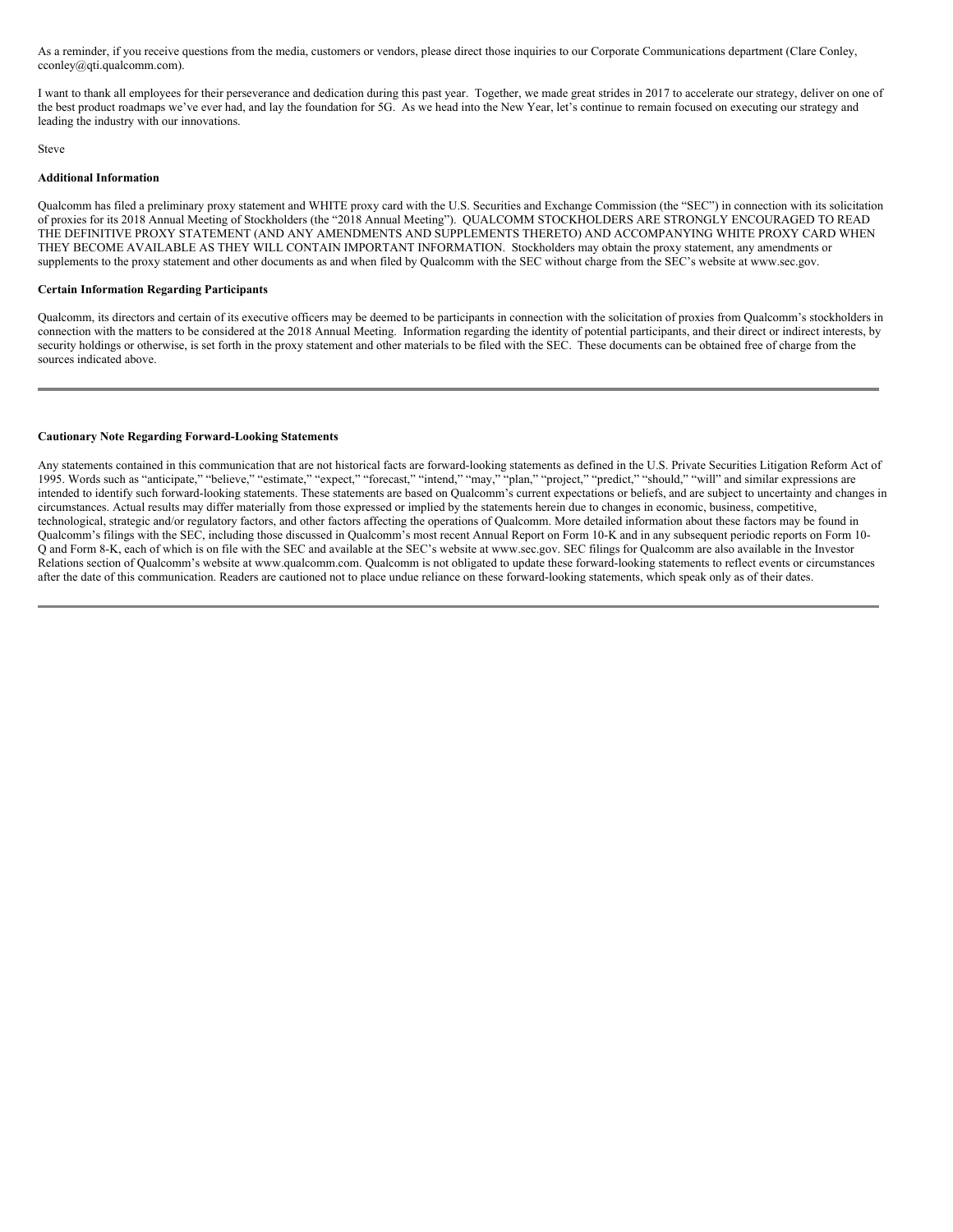As a reminder, if you receive questions from the media, customers or vendors, please direct those inquiries to our Corporate Communications department (Clare Conley, cconley@qti.qualcomm.com).

I want to thank all employees for their perseverance and dedication during this past year. Together, we made great strides in 2017 to accelerate our strategy, deliver on one of the best product roadmaps we've ever had, and lay the foundation for 5G. As we head into the New Year, let's continue to remain focused on executing our strategy and leading the industry with our innovations.

Steve

**Additional Information**

Qualcomm has filed a preliminary proxy statement and WHITE proxy card with the U.S. Securities and Exchange Commission (the "SEC") in connection with its solicitation of proxies for its 2018 Annual Meeting of Stockholders (the "2018 Annual Meeting"). QUALCOMM STOCKHOLDERS ARE STRONGLY ENCOURAGED TO READ THE DEFINITIVE PROXY STATEMENT (AND ANY AMENDMENTS AND SUPPLEMENTS THERETO) AND ACCOMPANYING WHITE PROXY CARD WHEN THEY BECOME AVAILABLE AS THEY WILL CONTAIN IMPORTANT INFORMATION. Stockholders may obtain the proxy statement, any amendments or supplements to the proxy statement and other documents as and when filed by Qualcomm with the SEC without charge from the SEC's website at www.sec.gov.

**Certain Information Regarding Participants**

Qualcomm, its directors and certain of its executive officers may be deemed to be participants in connection with the solicitation of proxies from Qualcomm's stockholders in connection with the matters to be considered at the 2018 Annual Meeting. Information regarding the identity of potential participants, and their direct or indirect interests, by security holdings or otherwise, is set forth in the proxy statement and other materials to be filed with the SEC. These documents can be obtained free of charge from the sources indicated above.

---

**Cautionary Note Regarding Forward-Looking Statements**

Any statements contained in this communication that are not historical facts are forward-looking statements as defined in the U.S. Private Securities Litigation Reform Act of 1995. Words such as "anticipate," "believe," "estimate," "expect," "forecast," "intend," "may," "plan," "project," "predict," "should," "will" and similar expressions are intended to identify such forward-looking statements. These statements are based on Qualcomm's current expectations or beliefs, and are subject to uncertainty and changes in circumstances. Actual results may differ materially from those expressed or implied by the statements herein due to changes in economic, business, competitive, technological, strategic and/or regulatory factors, and other factors affecting the operations of Qualcomm. More detailed information about these factors may be found in Qualcomm's filings with the SEC, including those discussed in Qualcomm's most recent Annual Report on Form 10-K and in any subsequent periodic reports on Form 10-Q and Form 8-K, each of which is on file with the SEC and available at the SEC's website at www.sec.gov. SEC filings for Qualcomm are also available in the Investor Relations section of Qualcomm's website at www.qualcomm.com. Qualcomm is not obligated to update these forward-looking statements to reflect events or circumstances after the date of this communication. Readers are cautioned not to place undue reliance on these forward-looking statements, which speak only as of their dates.

---